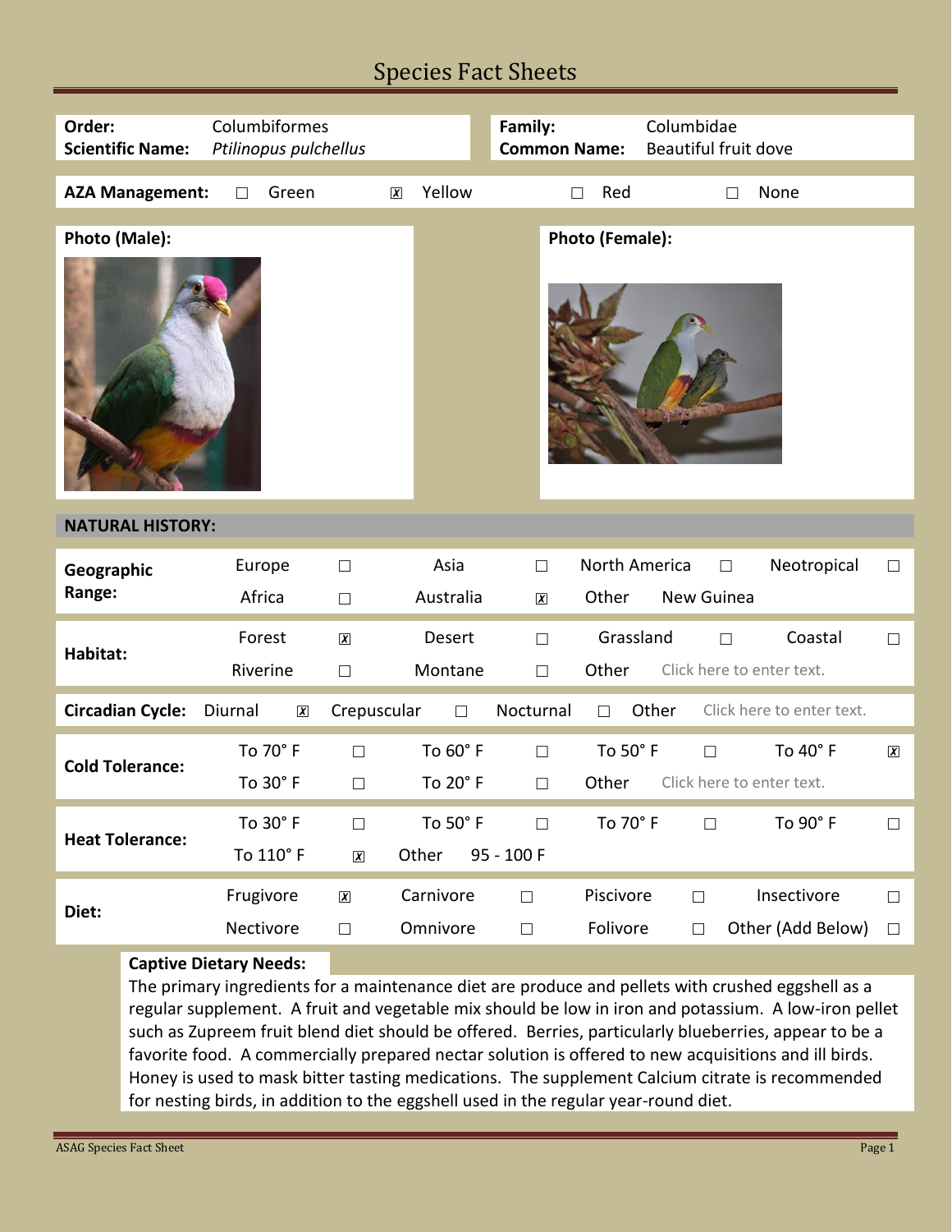# Species Fact Sheets

| | | | |
|---|---|---|---|
| **Order:** | Columbiformes | **Family:** | Columbidae |
| **Scientific Name:** | *Ptilinopus pulchellus* | **Common Name:** | Beautiful fruit dove |

**AZA Management:** ☐ Green ☒ Yellow ☐ Red ☐ None

**Photo (Male):**

**Photo (Female):**

## NATURAL HISTORY:

| | | | | | | | | |
|---|---|---|---|---|---|---|---|---|
| **Geographic Range:** | Europe | ☐ | Asia | ☐ | North America | ☐ | Neotropical | ☐ |
| | Africa | ☐ | Australia | ☒ | Other | New Guinea | | |
| **Habitat:** | Forest | ☒ | Desert | ☐ | Grassland | ☐ | Coastal | ☐ |
| | Riverine | ☐ | Montane | ☐ | Other | Click here to enter text. | | |
| **Circadian Cycle:** | Diurnal | ☒ | Crepuscular | ☐ | Nocturnal | ☐ | Other | Click here to enter text. |
| **Cold Tolerance:** | To 70° F | ☐ | To 60° F | ☐ | To 50° F | ☐ | To 40° F | ☒ |
| | To 30° F | ☐ | To 20° F | ☐ | Other | Click here to enter text. | | |
| **Heat Tolerance:** | To 30° F | ☐ | To 50° F | ☐ | To 70° F | ☐ | To 90° F | ☐ |
| | To 110° F | ☒ | Other | 95 - 100 F | | | | |
| **Diet:** | Frugivore | ☒ | Carnivore | ☐ | Piscivore | ☐ | Insectivore | ☐ |
| | Nectivore | ☐ | Omnivore | ☐ | Folivore | ☐ | Other (Add Below) | ☐ |

**Captive Dietary Needs:**

The primary ingredients for a maintenance diet are produce and pellets with crushed eggshell as a regular supplement. A fruit and vegetable mix should be low in iron and potassium. A low-iron pellet such as Zupreem fruit blend diet should be offered. Berries, particularly blueberries, appear to be a favorite food. A commercially prepared nectar solution is offered to new acquisitions and ill birds. Honey is used to mask bitter tasting medications. The supplement Calcium citrate is recommended for nesting birds, in addition to the eggshell used in the regular year-round diet.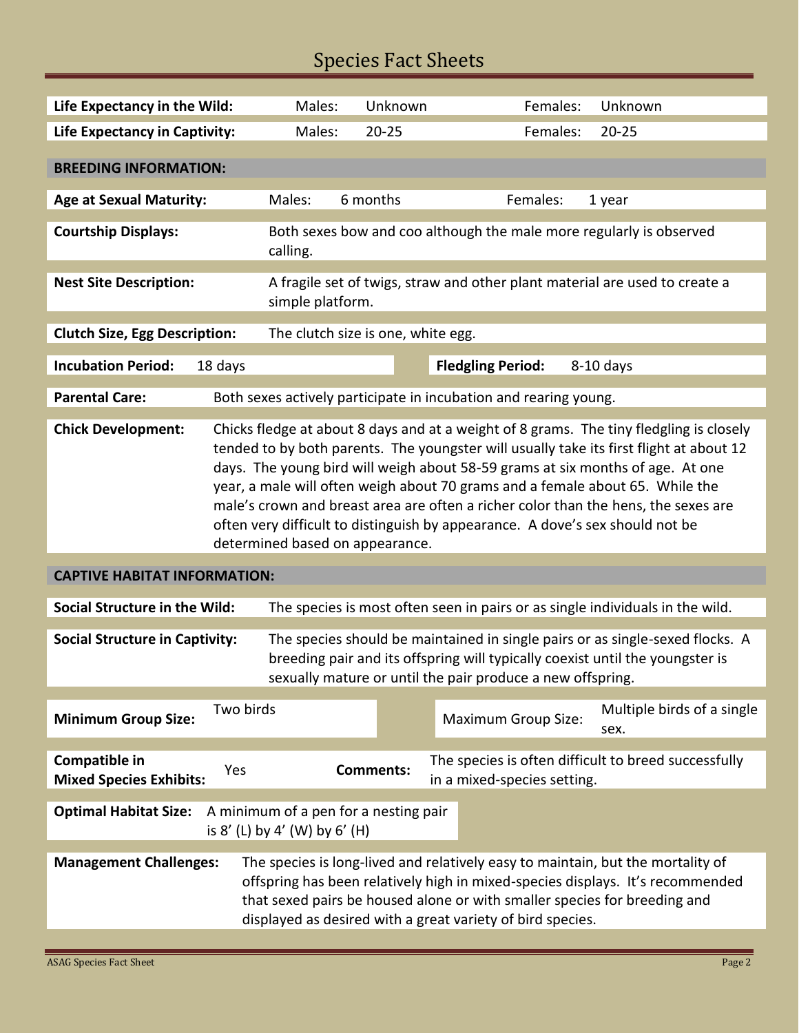# Species Fact Sheets

| | | | | |
|---|---|---|---|---|
| **Life Expectancy in the Wild:** | Males: | Unknown | Females: | Unknown |
| **Life Expectancy in Captivity:** | Males: | 20-25 | Females: | 20-25 |

## BREEDING INFORMATION:

| | | | | |
|---|---|---|---|---|
| **Age at Sexual Maturity:** | Males: | 6 months | Females: | 1 year |

**Courtship Displays:** Both sexes bow and coo although the male more regularly is observed calling.

**Nest Site Description:** A fragile set of twigs, straw and other plant material are used to create a simple platform.

**Clutch Size, Egg Description:** The clutch size is one, white egg.

| | | | |
|---|---|---|---|
| **Incubation Period:** | 18 days | **Fledgling Period:** | 8-10 days |

**Parental Care:** Both sexes actively participate in incubation and rearing young.

**Chick Development:** Chicks fledge at about 8 days and at a weight of 8 grams. The tiny fledgling is closely tended to by both parents. The youngster will usually take its first flight at about 12 days. The young bird will weigh about 58-59 grams at six months of age. At one year, a male will often weigh about 70 grams and a female about 65. While the male's crown and breast area are often a richer color than the hens, the sexes are often very difficult to distinguish by appearance. A dove's sex should not be determined based on appearance.

## CAPTIVE HABITAT INFORMATION:

**Social Structure in the Wild:** The species is most often seen in pairs or as single individuals in the wild.

**Social Structure in Captivity:** The species should be maintained in single pairs or as single-sexed flocks. A breeding pair and its offspring will typically coexist until the youngster is sexually mature or until the pair produce a new offspring.

| | | | |
|---|---|---|---|
| **Minimum Group Size:** | Two birds | Maximum Group Size: | Multiple birds of a single sex. |

| | | | |
|---|---|---|---|
| **Compatible in Mixed Species Exhibits:** | Yes | **Comments:** | The species is often difficult to breed successfully in a mixed-species setting. |

**Optimal Habitat Size:** A minimum of a pen for a nesting pair is 8' (L) by 4' (W) by 6' (H)

**Management Challenges:** The species is long-lived and relatively easy to maintain, but the mortality of offspring has been relatively high in mixed-species displays. It's recommended that sexed pairs be housed alone or with smaller species for breeding and displayed as desired with a great variety of bird species.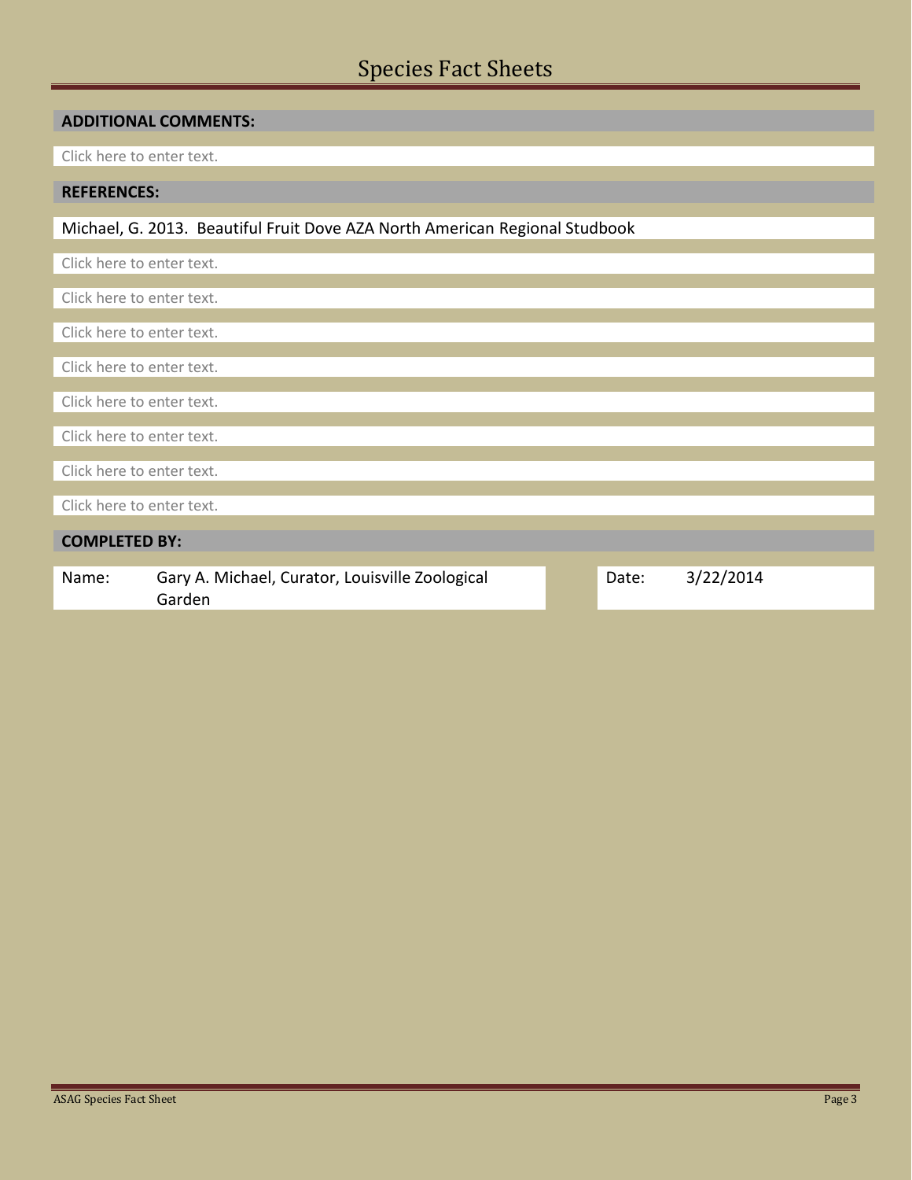## ADDITIONAL COMMENTS:

Click here to enter text.

## REFERENCES:

Michael, G. 2013. Beautiful Fruit Dove AZA North American Regional Studbook

Click here to enter text.

Click here to enter text.

Click here to enter text.

Click here to enter text.

Click here to enter text.

Click here to enter text.

Click here to enter text.

Click here to enter text.

## COMPLETED BY:

| | | | |
|---|---|---|---|
| Name: | Gary A. Michael, Curator, Louisville Zoological Garden | Date: | 3/22/2014 |